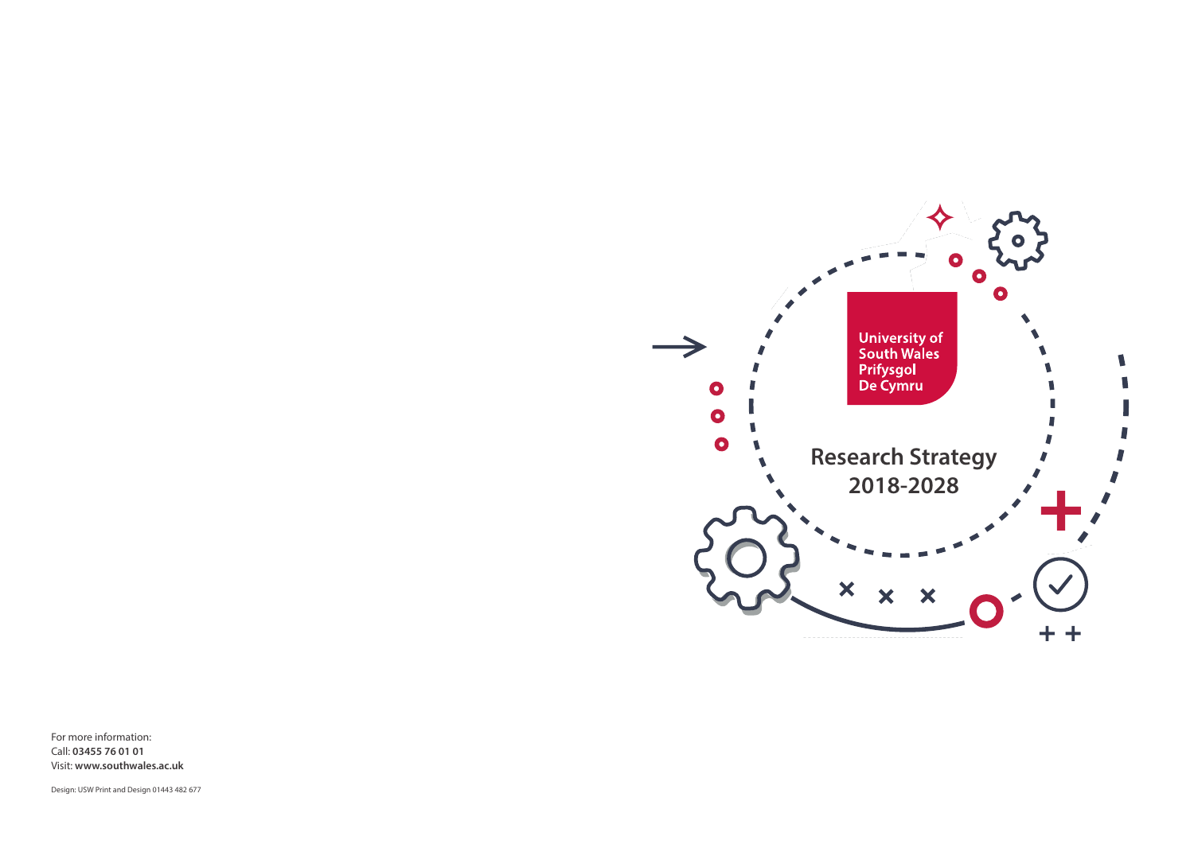University of South Wales
Prifysgol De Cymru

# Research Strategy 2018-2028

For more information:
Call: **03455 76 01 01**
Visit: **www.southwales.ac.uk**

Design: USW Print and Design 01443 482 677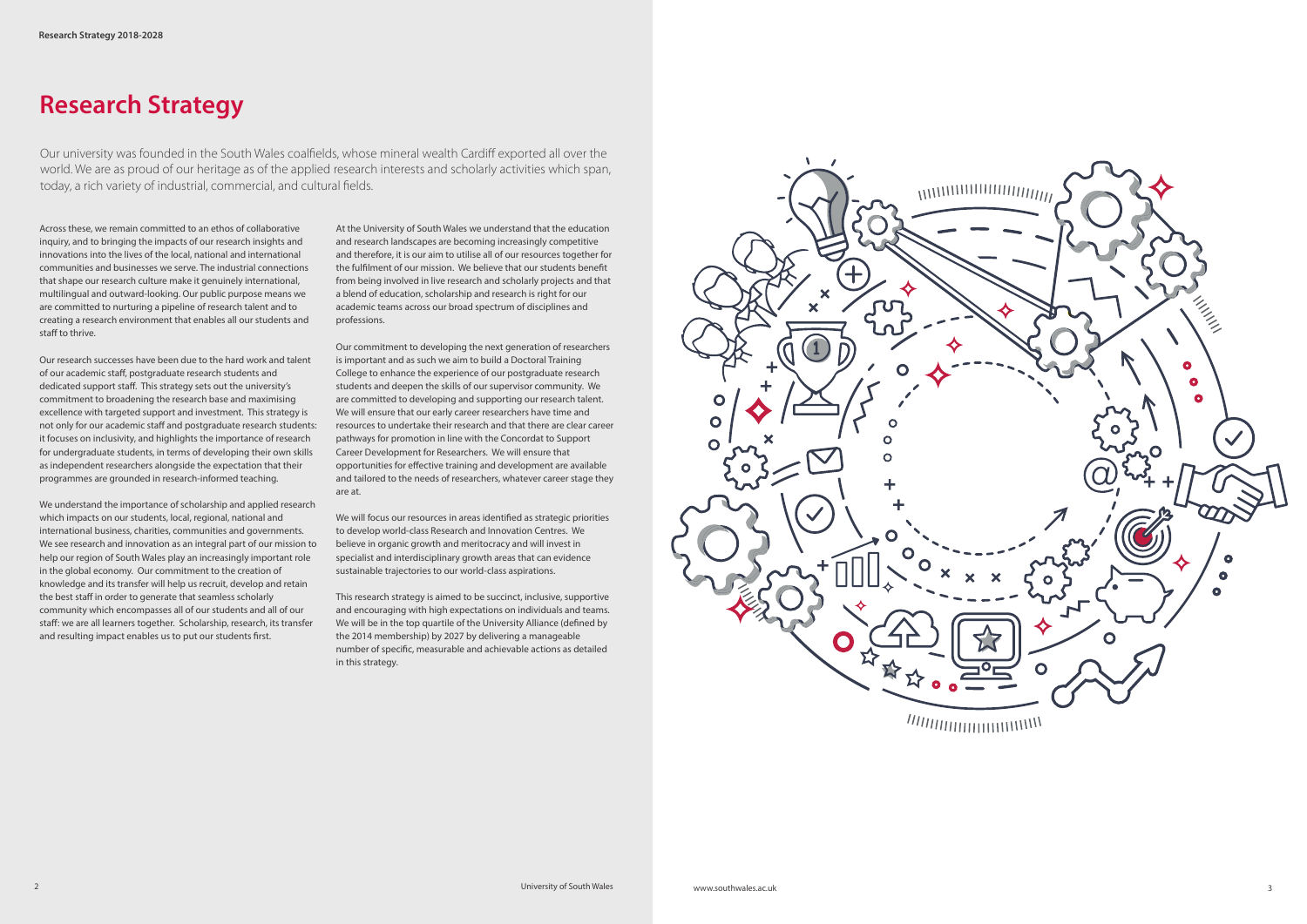# Research Strategy

Our university was founded in the South Wales coalfields, whose mineral wealth Cardiff exported all over the world. We are as proud of our heritage as of the applied research interests and scholarly activities which span, today, a rich variety of industrial, commercial, and cultural fields.

Across these, we remain committed to an ethos of collaborative inquiry, and to bringing the impacts of our research insights and innovations into the lives of the local, national and international communities and businesses we serve. The industrial connections that shape our research culture make it genuinely international, multilingual and outward-looking. Our public purpose means we are committed to nurturing a pipeline of research talent and to creating a research environment that enables all our students and staff to thrive.

Our research successes have been due to the hard work and talent of our academic staff, postgraduate research students and dedicated support staff. This strategy sets out the university's commitment to broadening the research base and maximising excellence with targeted support and investment. This strategy is not only for our academic staff and postgraduate research students: it focuses on inclusivity, and highlights the importance of research for undergraduate students, in terms of developing their own skills as independent researchers alongside the expectation that their programmes are grounded in research-informed teaching.

We understand the importance of scholarship and applied research which impacts on our students, local, regional, national and international business, charities, communities and governments. We see research and innovation as an integral part of our mission to help our region of South Wales play an increasingly important role in the global economy. Our commitment to the creation of knowledge and its transfer will help us recruit, develop and retain the best staff in order to generate that seamless scholarly community which encompasses all of our students and all of our staff: we are all learners together. Scholarship, research, its transfer and resulting impact enables us to put our students first.

At the University of South Wales we understand that the education and research landscapes are becoming increasingly competitive and therefore, it is our aim to utilise all of our resources together for the fulfilment of our mission. We believe that our students benefit from being involved in live research and scholarly projects and that a blend of education, scholarship and research is right for our academic teams across our broad spectrum of disciplines and professions.

Our commitment to developing the next generation of researchers is important and as such we aim to build a Doctoral Training College to enhance the experience of our postgraduate research students and deepen the skills of our supervisor community. We are committed to developing and supporting our research talent. We will ensure that our early career researchers have time and resources to undertake their research and that there are clear career pathways for promotion in line with the Concordat to Support Career Development for Researchers. We will ensure that opportunities for effective training and development are available and tailored to the needs of researchers, whatever career stage they are at.

We will focus our resources in areas identified as strategic priorities to develop world-class Research and Innovation Centres. We believe in organic growth and meritocracy and will invest in specialist and interdisciplinary growth areas that can evidence sustainable trajectories to our world-class aspirations.

This research strategy is aimed to be succinct, inclusive, supportive and encouraging with high expectations on individuals and teams. We will be in the top quartile of the University Alliance (defined by the 2014 membership) by 2027 by delivering a manageable number of specific, measurable and achievable actions as detailed in this strategy.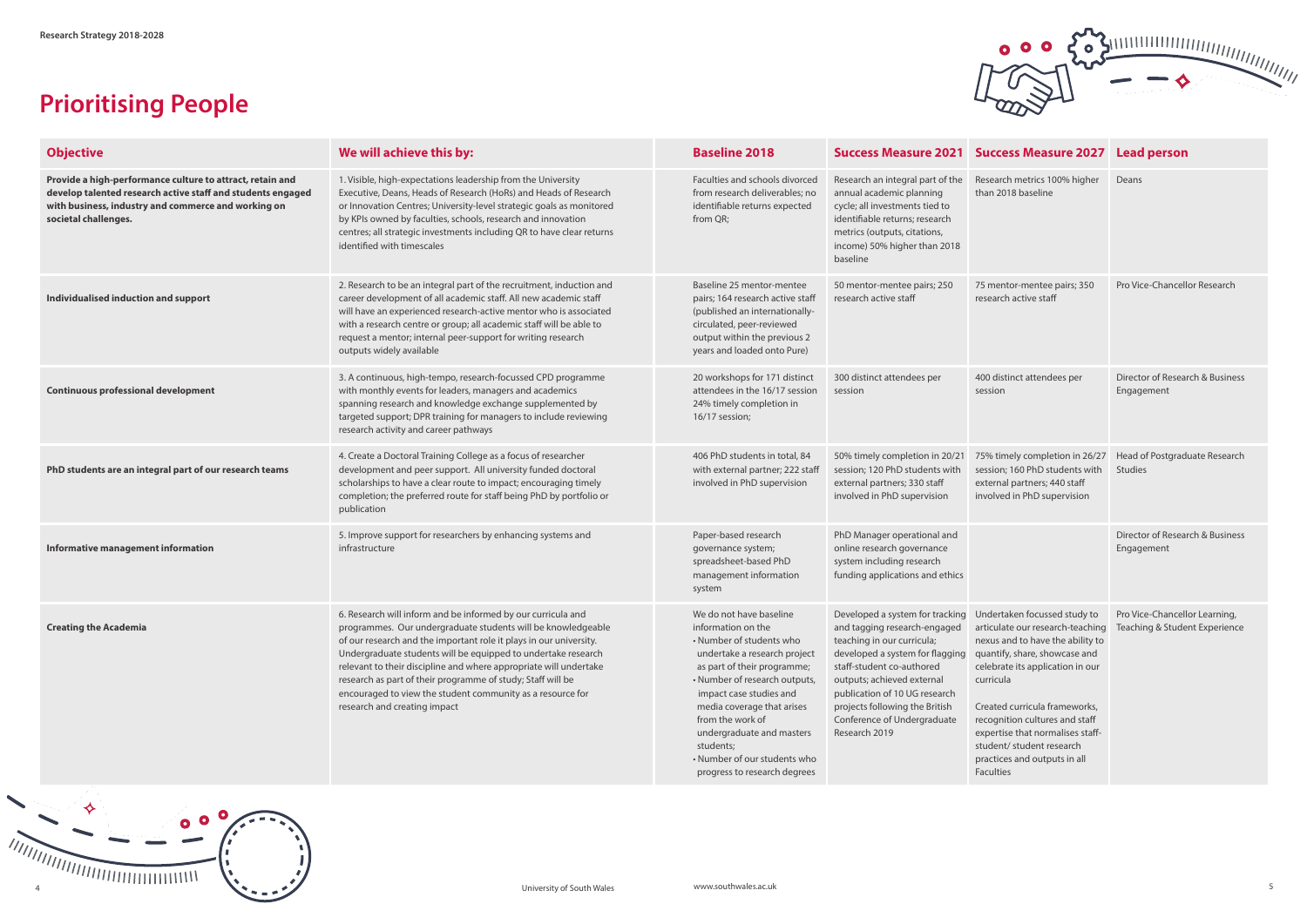# Prioritising People

| Objective | We will achieve this by: | Baseline 2018 | Success Measure 2021 | Success Measure 2027 | Lead person |
|---|---|---|---|---|---|
| **Provide a high-performance culture to attract, retain and develop talented research active staff and students engaged with business, industry and commerce and working on societal challenges.** | 1. Visible, high-expectations leadership from the University Executive, Deans, Heads of Research (HoRs) and Heads of Research or Innovation Centres; University-level strategic goals as monitored by KPIs owned by faculties, schools, research and innovation centres; all strategic investments including QR to have clear returns identified with timescales | Faculties and schools divorced from research deliverables; no identifiable returns expected from QR; | Research an integral part of the annual academic planning cycle; all investments tied to identifiable returns; research metrics (outputs, citations, income) 50% higher than 2018 baseline | Research metrics 100% higher than 2018 baseline | Deans |
| **Individualised induction and support** | 2. Research to be an integral part of the recruitment, induction and career development of all academic staff. All new academic staff will have an experienced research-active mentor who is associated with a research centre or group; all academic staff will be able to request a mentor; internal peer-support for writing research outputs widely available | Baseline 25 mentor-mentee pairs; 164 research active staff (published an internationally-circulated, peer-reviewed output within the previous 2 years and loaded onto Pure) | 50 mentor-mentee pairs; 250 research active staff | 75 mentor-mentee pairs; 350 research active staff | Pro Vice-Chancellor Research |
| **Continuous professional development** | 3. A continuous, high-tempo, research-focussed CPD programme with monthly events for leaders, managers and academics spanning research and knowledge exchange supplemented by targeted support; DPR training for managers to include reviewing research activity and career pathways | 20 workshops for 171 distinct attendees in the 16/17 session 24% timely completion in 16/17 session; | 300 distinct attendees per session | 400 distinct attendees per session | Director of Research & Business Engagement |
| **PhD students are an integral part of our research teams** | 4. Create a Doctoral Training College as a focus of researcher development and peer support. All university funded doctoral scholarships to have a clear route to impact; encouraging timely completion; the preferred route for staff being PhD by portfolio or publication | 406 PhD students in total, 84 with external partner; 222 staff involved in PhD supervision | 50% timely completion in 20/21 session; 120 PhD students with external partners; 330 staff involved in PhD supervision | 75% timely completion in 26/27 session; 160 PhD students with external partners; 440 staff involved in PhD supervision | Head of Postgraduate Research Studies |
| **Informative management information** | 5. Improve support for researchers by enhancing systems and infrastructure | Paper-based research governance system; spreadsheet-based PhD management information system | PhD Manager operational and online research governance system including research funding applications and ethics | | Director of Research & Business Engagement |
| **Creating the Academia** | 6. Research will inform and be informed by our curricula and programmes. Our undergraduate students will be knowledgeable of our research and the important role it plays in our university. Undergraduate students will be equipped to undertake research relevant to their discipline and where appropriate will undertake research as part of their programme of study; Staff will be encouraged to view the student community as a resource for research and creating impact | We do not have baseline information on the<br>• Number of students who undertake a research project as part of their programme;<br>• Number of research outputs, impact case studies and media coverage that arises from the work of undergraduate and masters students;<br>• Number of our students who progress to research degrees | Developed a system for tracking and tagging research-engaged teaching in our curricula; developed a system for flagging staff-student co-authored outputs; achieved external publication of 10 UG research projects following the British Conference of Undergraduate Research 2019 | Undertaken focussed study to articulate our research-teaching nexus and to have the ability to quantify, share, showcase and celebrate its application in our curricula<br><br>Created curricula frameworks, recognition cultures and staff expertise that normalises staff-student/ student research practices and outputs in all Faculties | Pro Vice-Chancellor Learning, Teaching & Student Experience |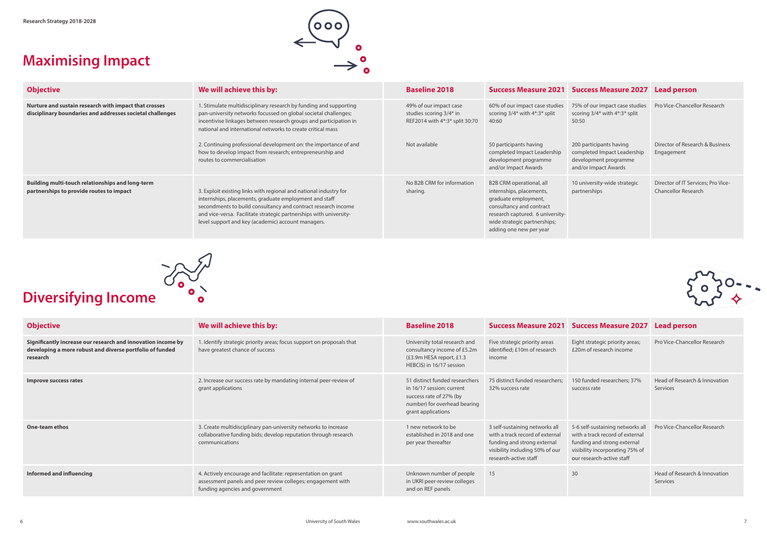## Maximising Impact

| Objective | We will achieve this by: | Baseline 2018 | Success Measure 2021 | Success Measure 2027 | Lead person |
|---|---|---|---|---|---|
| **Nurture and sustain research with impact that crosses disciplinary boundaries and addresses societal challenges** | 1. Stimulate multidisciplinary research by funding and supporting pan-university networks focussed on global societal challenges; incentivise linkages between research groups and participation in national and international networks to create critical mass | 49% of our impact case studies scoring 3/4* in REF2014 with 4*:3* split 30:70 | 60% of our impact case studies scoring 3/4* with 4*:3* split 40:60 | 75% of our impact case studies scoring 3/4* with 4*:3* split 50:50 | Pro Vice-Chancellor Research |
| | 2. Continuing professional development on: the importance of and how to develop impact from research; entrepreneurship and routes to commercialisation | Not available | 50 participants having completed Impact Leadership development programme and/or Impact Awards | 200 participants having completed Impact Leadership development programme and/or Impact Awards | Director of Research & Business Engagement |
| **Building multi-touch relationships and long-term partnerships to provide routes to impact** | 3. Exploit existing links with regional and national industry for internships, placements, graduate employment and staff secondments to build consultancy and contract research income and vice-versa. Facilitate strategic partnerships with university-level support and key (academic) account managers. | No B2B CRM for information sharing. | B2B CRM operational, all internships, placements, graduate employment, consultancy and contract research captured. 6 university-wide strategic partnerships; adding one new per year | 10 university-wide strategic partnerships | Director of IT Services; Pro Vice-Chancellor Research |

## Diversifying Income

| Objective | We will achieve this by: | Baseline 2018 | Success Measure 2021 | Success Measure 2027 | Lead person |
|---|---|---|---|---|---|
| **Significantly increase our research and innovation income by developing a more robust and diverse portfolio of funded research** | 1. Identify strategic priority areas; focus support on proposals that have greatest chance of success | University total research and consultancy income of £5.2m (£3.9m HESA report, £1.3 HEBCIS) in 16/17 session | Five strategic priority areas identified; £10m of research income | Eight strategic priority areas; £20m of research income | Pro Vice-Chancellor Research |
| **Improve success rates** | 2. Increase our success rate by mandating internal peer-review of grant applications | 51 distinct funded researchers in 16/17 session; current success rate of 27% (by number) for overhead bearing grant applications | 75 distinct funded researchers; 32% success rate | 150 funded researchers; 37% success rate | Head of Research & Innovation Services |
| **One-team ethos** | 3. Create multidisciplinary pan-university networks to increase collaborative funding bids; develop reputation through research communications | 1 new network to be established in 2018 and one per year thereafter | 3 self-sustaining networks all with a track record of external funding and strong external visibility including 50% of our research-active staff | 5-6 self-sustaining networks all with a track record of external funding and strong external visibility incorporating 75% of our research-active staff | Pro Vice-Chancellor Research |
| **Informed and influencing** | 4. Actively encourage and facilitate: representation on grant assessment panels and peer review colleges; engagement with funding agencies and government | Unknown number of people in UKRI peer-review colleges and on REF panels | 15 | 30 | Head of Research & Innovation Services |